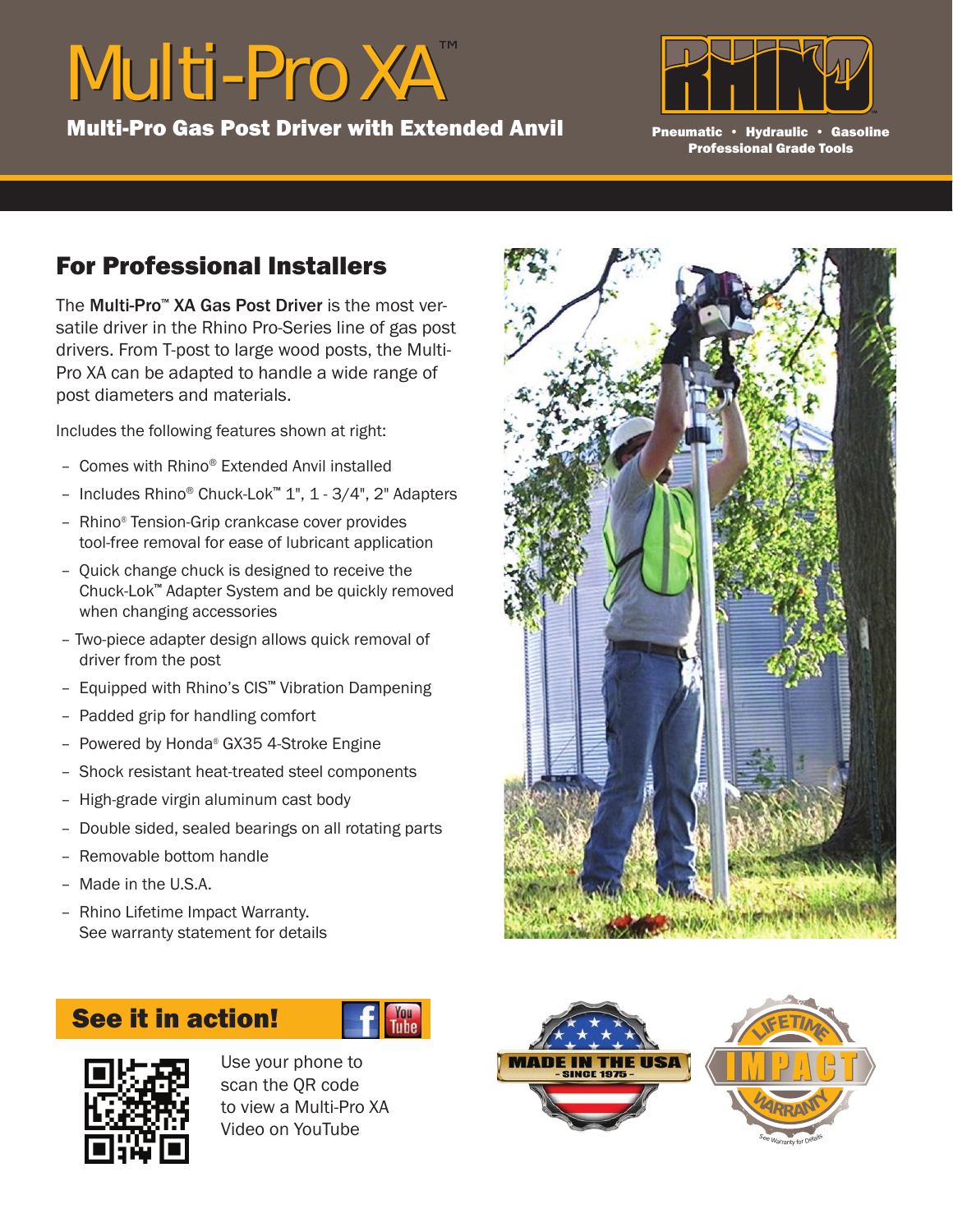# Multi-Pro XA™

**Multi-Pro Gas Post Driver with Extended Anvil**

RHINO

**Pneumatic • Hydraulic • Gasoline**
**Professional Grade Tools**

## For Professional Installers

The **Multi-Pro™ XA Gas Post Driver** is the most versatile driver in the Rhino Pro-Series line of gas post drivers. From T-post to large wood posts, the Multi-Pro XA can be adapted to handle a wide range of post diameters and materials.

Includes the following features shown at right:

- Comes with Rhino® Extended Anvil installed
- Includes Rhino® Chuck-Lok™ 1", 1 - 3/4", 2" Adapters
- Rhino® Tension-Grip crankcase cover provides tool-free removal for ease of lubricant application
- Quick change chuck is designed to receive the Chuck-Lok™ Adapter System and be quickly removed when changing accessories
- Two-piece adapter design allows quick removal of driver from the post
- Equipped with Rhino's CIS™ Vibration Dampening
- Padded grip for handling comfort
- Powered by Honda® GX35 4-Stroke Engine
- Shock resistant heat-treated steel components
- High-grade virgin aluminum cast body
- Double sided, sealed bearings on all rotating parts
- Removable bottom handle
- Made in the U.S.A.
- Rhino Lifetime Impact Warranty. See warranty statement for details

## See it in action!

Use your phone to scan the QR code to view a Multi-Pro XA Video on YouTube

MADE IN THE USA - SINCE 1975 -

LIFETIME IMPACT WARRANTY

See Warranty for Details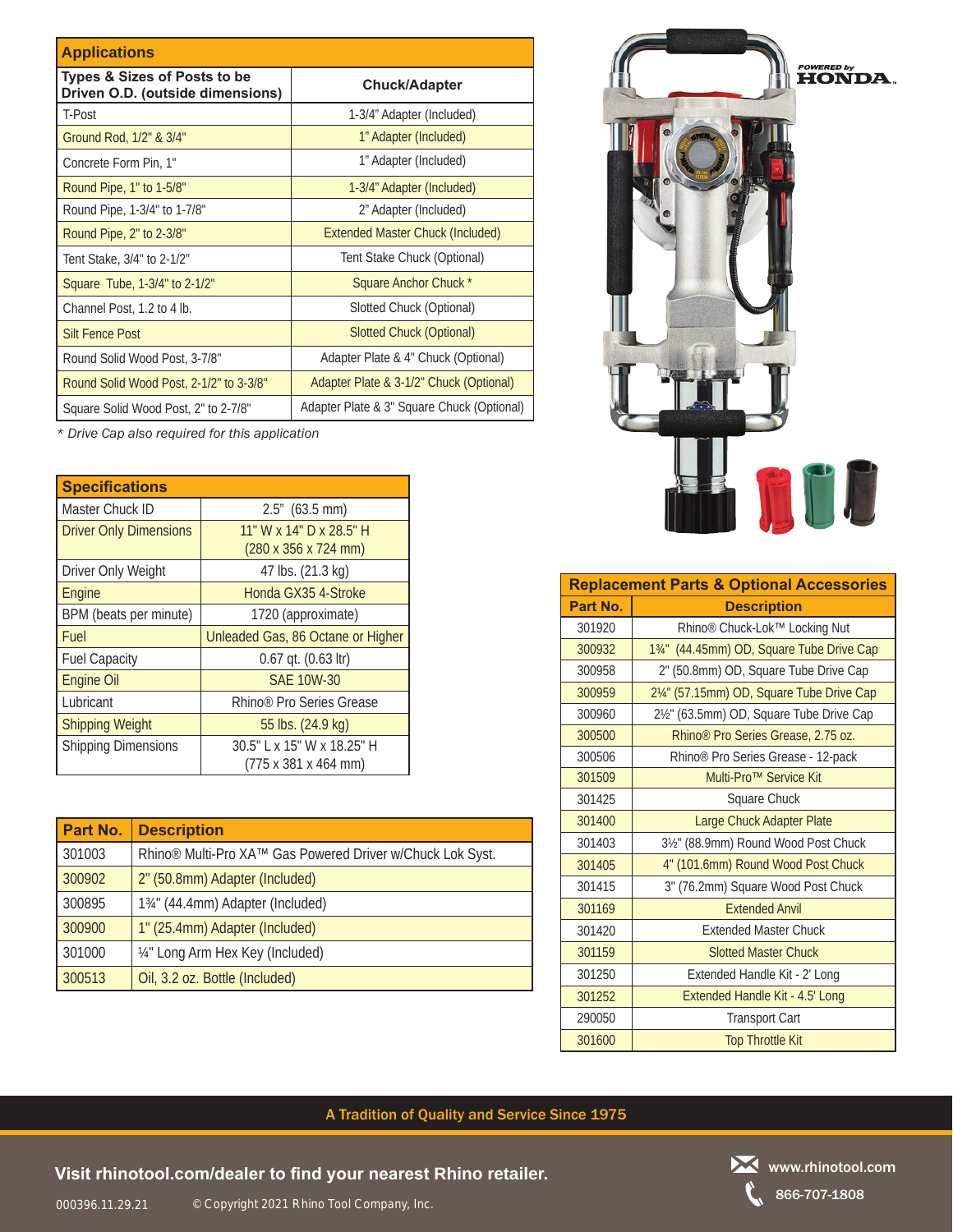## Applications

| Types & Sizes of Posts to be Driven O.D. (outside dimensions) | Chuck/Adapter |
|---|---|
| T-Post | 1-3/4" Adapter (Included) |
| Ground Rod, 1/2" & 3/4" | 1" Adapter (Included) |
| Concrete Form Pin, 1" | 1" Adapter (Included) |
| Round Pipe, 1" to 1-5/8" | 1-3/4" Adapter (Included) |
| Round Pipe, 1-3/4" to 1-7/8" | 2" Adapter (Included) |
| Round Pipe, 2" to 2-3/8" | Extended Master Chuck (Included) |
| Tent Stake, 3/4" to 2-1/2" | Tent Stake Chuck (Optional) |
| Square Tube, 1-3/4" to 2-1/2" | Square Anchor Chuck * |
| Channel Post, 1.2 to 4 lb. | Slotted Chuck (Optional) |
| Silt Fence Post | Slotted Chuck (Optional) |
| Round Solid Wood Post, 3-7/8" | Adapter Plate & 4" Chuck (Optional) |
| Round Solid Wood Post, 2-1/2" to 3-3/8" | Adapter Plate & 3-1/2" Chuck (Optional) |
| Square Solid Wood Post, 2" to 2-7/8" | Adapter Plate & 3" Square Chuck (Optional) |

*\* Drive Cap also required for this application*

## Specifications

| | |
|---|---|
| Master Chuck ID | 2.5" (63.5 mm) |
| Driver Only Dimensions | 11" W x 14" D x 28.5" H (280 x 356 x 724 mm) |
| Driver Only Weight | 47 lbs. (21.3 kg) |
| Engine | Honda GX35 4-Stroke |
| BPM (beats per minute) | 1720 (approximate) |
| Fuel | Unleaded Gas, 86 Octane or Higher |
| Fuel Capacity | 0.67 qt. (0.63 ltr) |
| Engine Oil | SAE 10W-30 |
| Lubricant | Rhino® Pro Series Grease |
| Shipping Weight | 55 lbs. (24.9 kg) |
| Shipping Dimensions | 30.5" L x 15" W x 18.25" H (775 x 381 x 464 mm) |

| Part No. | Description |
|---|---|
| 301003 | Rhino® Multi-Pro XA™ Gas Powered Driver w/Chuck Lok Syst. |
| 300902 | 2" (50.8mm) Adapter (Included) |
| 300895 | 1¾" (44.4mm) Adapter (Included) |
| 300900 | 1" (25.4mm) Adapter (Included) |
| 301000 | ¼" Long Arm Hex Key (Included) |
| 300513 | Oil, 3.2 oz. Bottle (Included) |

POWERED by HONDA

## Replacement Parts & Optional Accessories

| Part No. | Description |
|---|---|
| 301920 | Rhino® Chuck-Lok™ Locking Nut |
| 300932 | 1¾" (44.45mm) OD, Square Tube Drive Cap |
| 300958 | 2" (50.8mm) OD, Square Tube Drive Cap |
| 300959 | 2¼" (57.15mm) OD, Square Tube Drive Cap |
| 300960 | 2½" (63.5mm) OD, Square Tube Drive Cap |
| 300500 | Rhino® Pro Series Grease, 2.75 oz. |
| 300506 | Rhino® Pro Series Grease - 12-pack |
| 301509 | Multi-Pro™ Service Kit |
| 301425 | Square Chuck |
| 301400 | Large Chuck Adapter Plate |
| 301403 | 3½" (88.9mm) Round Wood Post Chuck |
| 301405 | 4" (101.6mm) Round Wood Post Chuck |
| 301415 | 3" (76.2mm) Square Wood Post Chuck |
| 301169 | Extended Anvil |
| 301420 | Extended Master Chuck |
| 301159 | Slotted Master Chuck |
| 301250 | Extended Handle Kit - 2' Long |
| 301252 | Extended Handle Kit - 4.5' Long |
| 290050 | Transport Cart |
| 301600 | Top Throttle Kit |

A Tradition of Quality and Service Since 1975

**Visit rhinotool.com/dealer to find your nearest Rhino retailer.**

www.rhinotool.com

866-707-1808

000396.11.29.21 © Copyright 2021 Rhino Tool Company, Inc.